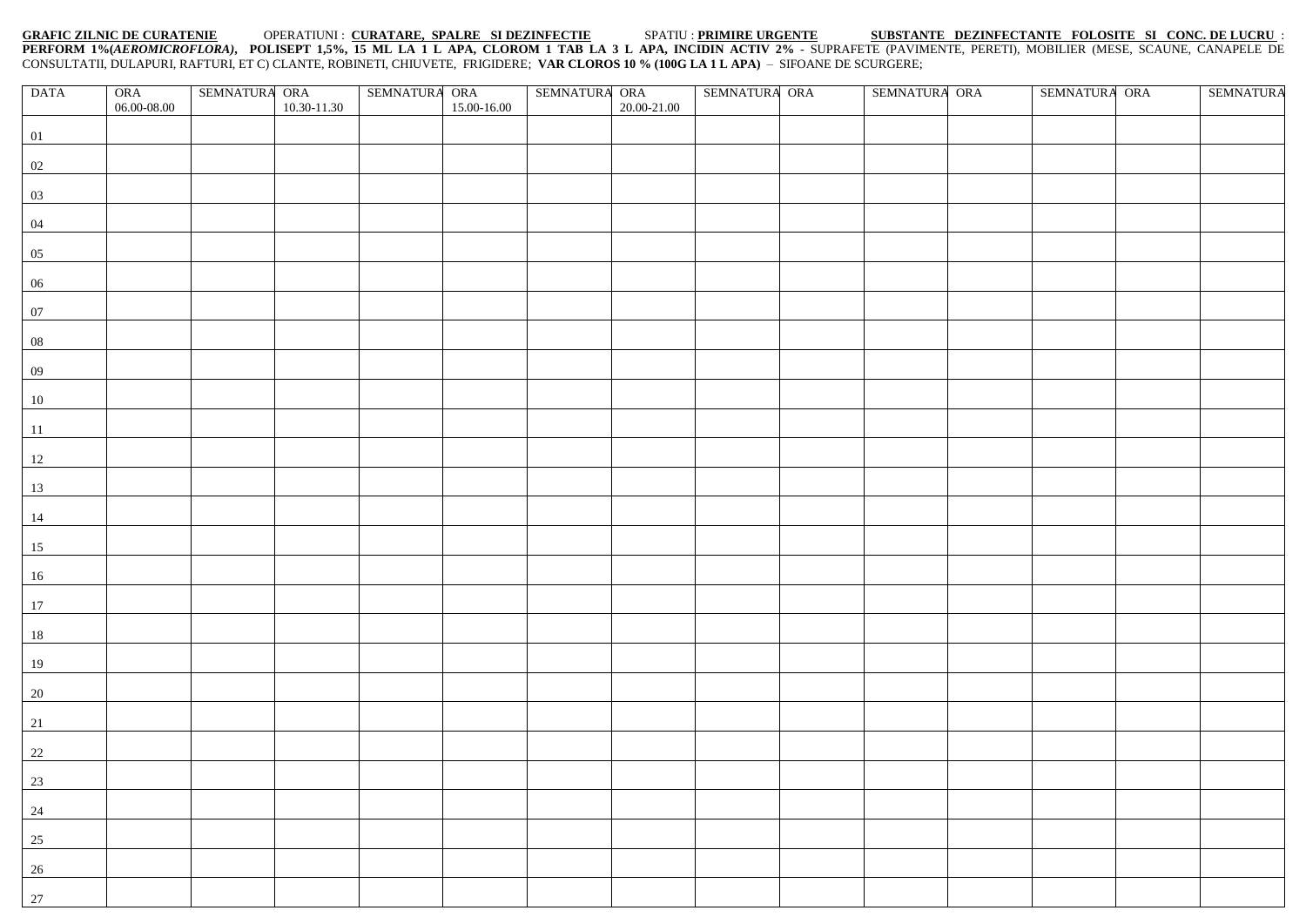**GRAFIC ZILNIC DE CURATENIE** OPERATIUNI : **CURATARE, SPALRE SI DEZINFECTIE** SPATIU : **PRIMIRE URGENTE** **SUBSTANTE DEZINFECTANTE FOLOSITE SI CONC. DE LUCRU** : **PERFORM 1%(*AEROMICROFLORA*), POLISEPT 1,5%, 15 ML LA 1 L APA, CLOROM 1 TAB LA 3 L APA, INCIDIN ACTIV 2%** - SUPRAFETE (PAVIMENTE, PERETI), MOBILIER (MESE, SCAUNE, CANAPELE DE CONSULTATII, DULAPURI, RAFTURI, ET C) CLANTE, ROBINETI, CHIUVETE, FRIGIDERE; **VAR CLOROS 10 % (100G LA 1 L APA)** – SIFOANE DE SCURGERE;

| DATA | ORA 06.00-08.00 | SEMNATURA | ORA 10.30-11.30 | SEMNATURA | ORA 15.00-16.00 | SEMNATURA | ORA 20.00-21.00 | SEMNATURA | ORA | SEMNATURA | ORA | SEMNATURA | ORA | SEMNATURA |
|---|---|---|---|---|---|---|---|---|---|---|---|---|---|---|
| 01 | | | | | | | | | | | | | | |
| 02 | | | | | | | | | | | | | | |
| 03 | | | | | | | | | | | | | | |
| 04 | | | | | | | | | | | | | | |
| 05 | | | | | | | | | | | | | | |
| 06 | | | | | | | | | | | | | | |
| 07 | | | | | | | | | | | | | | |
| 08 | | | | | | | | | | | | | | |
| 09 | | | | | | | | | | | | | | |
| 10 | | | | | | | | | | | | | | |
| 11 | | | | | | | | | | | | | | |
| 12 | | | | | | | | | | | | | | |
| 13 | | | | | | | | | | | | | | |
| 14 | | | | | | | | | | | | | | |
| 15 | | | | | | | | | | | | | | |
| 16 | | | | | | | | | | | | | | |
| 17 | | | | | | | | | | | | | | |
| 18 | | | | | | | | | | | | | | |
| 19 | | | | | | | | | | | | | | |
| 20 | | | | | | | | | | | | | | |
| 21 | | | | | | | | | | | | | | |
| 22 | | | | | | | | | | | | | | |
| 23 | | | | | | | | | | | | | | |
| 24 | | | | | | | | | | | | | | |
| 25 | | | | | | | | | | | | | | |
| 26 | | | | | | | | | | | | | | |
| 27 | | | | | | | | | | | | | | |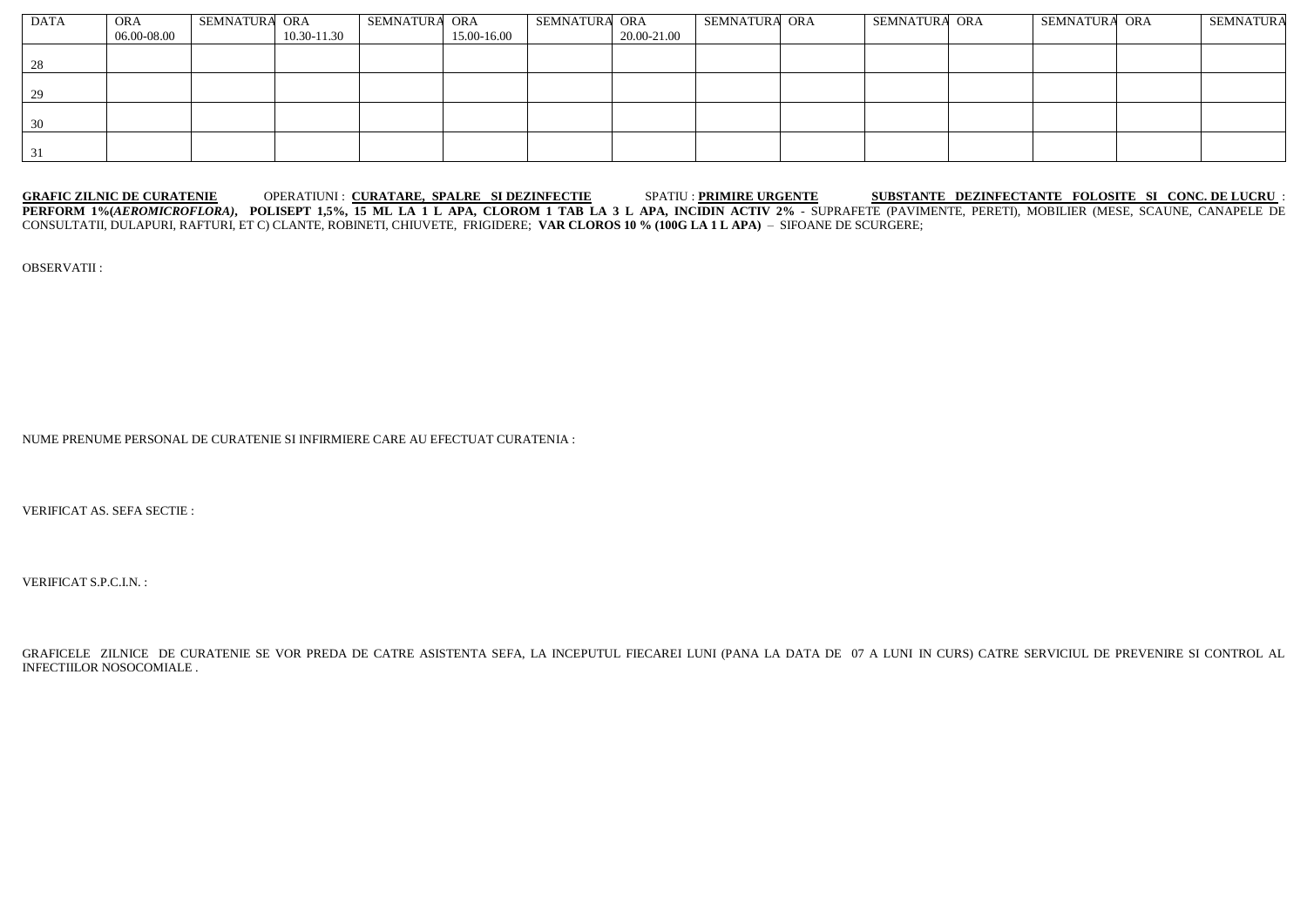| DATA | ORA 06.00-08.00 | SEMNATURA | ORA 10.30-11.30 | SEMNATURA | ORA 15.00-16.00 | SEMNATURA | ORA 20.00-21.00 | SEMNATURA | ORA | SEMNATURA | ORA | SEMNATURA | ORA | SEMNATURA |
|---|---|---|---|---|---|---|---|---|---|---|---|---|---|---|
| 28 | | | | | | | | | | | | | | |
| 29 | | | | | | | | | | | | | | |
| 30 | | | | | | | | | | | | | | |
| 31 | | | | | | | | | | | | | | |

**GRAFIC ZILNIC DE CURATENIE** OPERATIUNI : **CURATARE, SPALRE SI DEZINFECTIE** SPATIU : **PRIMIRE URGENTE** **SUBSTANTE DEZINFECTANTE FOLOSITE SI CONC. DE LUCRU** : **PERFORM 1%(*AEROMICROFLORA*), POLISEPT 1,5%, 15 ML LA 1 L APA, CLOROM 1 TAB LA 3 L APA, INCIDIN ACTIV 2%** - SUPRAFETE (PAVIMENTE, PERETI), MOBILIER (MESE, SCAUNE, CANAPELE DE CONSULTATII, DULAPURI, RAFTURI, ET C) CLANTE, ROBINETI, CHIUVETE, FRIGIDERE; **VAR CLOROS 10 % (100G LA 1 L APA)** – SIFOANE DE SCURGERE;

OBSERVATII :

NUME PRENUME PERSONAL DE CURATENIE SI INFIRMIERE CARE AU EFECTUAT CURATENIA :

VERIFICAT AS. SEFA SECTIE :

VERIFICAT S.P.C.I.N. :

GRAFICELE ZILNICE DE CURATENIE SE VOR PREDA DE CATRE ASISTENTA SEFA, LA INCEPUTUL FIECAREI LUNI (PANA LA DATA DE 07 A LUNI IN CURS) CATRE SERVICIUL DE PREVENIRE SI CONTROL AL INFECTIILOR NOSOCOMIALE .